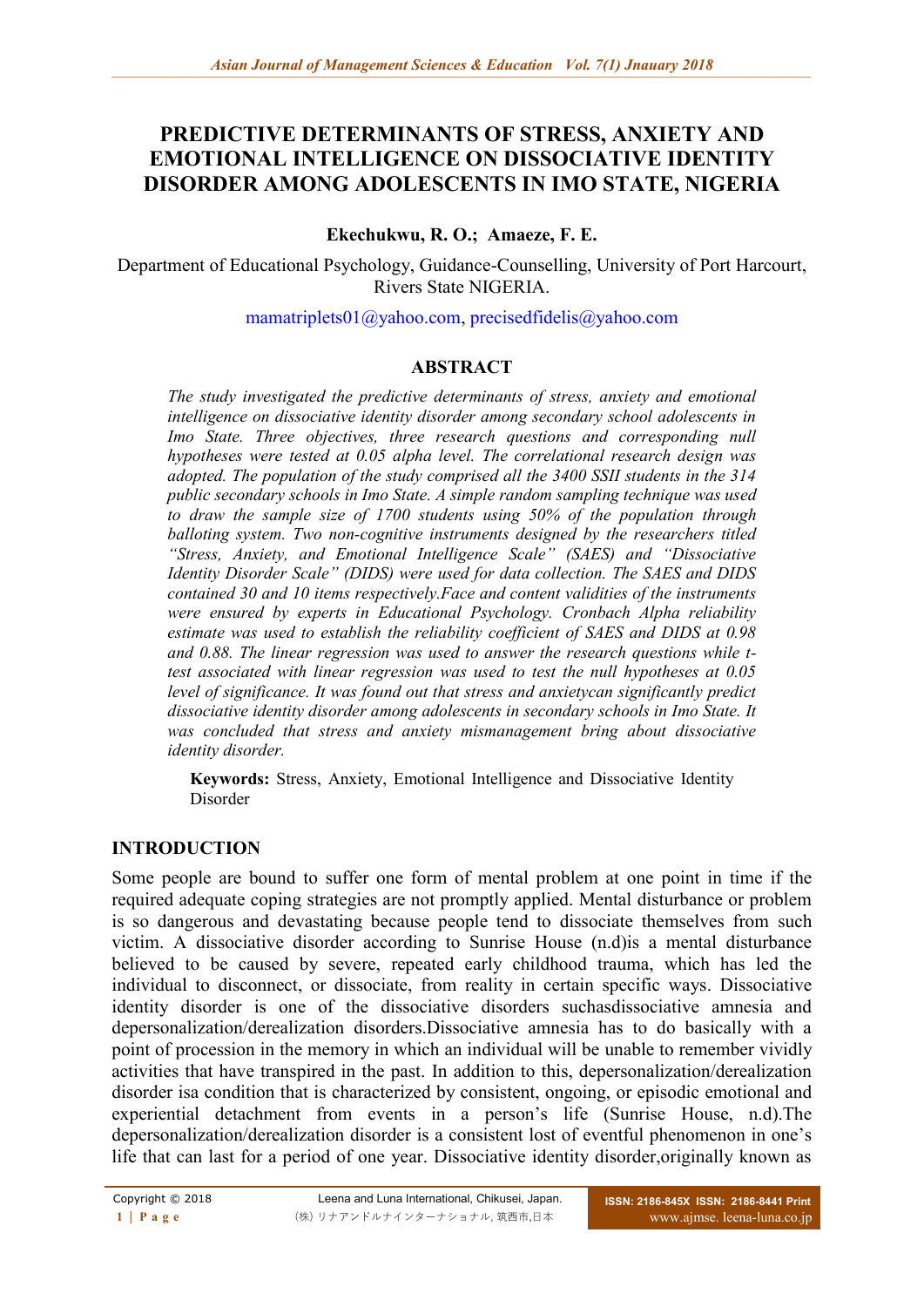# PREDICTIVE DETERMINANTS OF STRESS, ANXIETY AND EMOTIONAL INTELLIGENCE ON DISSOCIATIVE IDENTITY DISORDER AMONG ADOLESCENTS IN IMO STATE, NIGERIA

**Ekechukwu, R. O.; Amaeze, F. E.**

Department of Educational Psychology, Guidance-Counselling, University of Port Harcourt, Rivers State NIGERIA.

mamatriplets01@yahoo.com, precisedfidelis@yahoo.com

## ABSTRACT

*The study investigated the predictive determinants of stress, anxiety and emotional intelligence on dissociative identity disorder among secondary school adolescents in Imo State. Three objectives, three research questions and corresponding null hypotheses were tested at 0.05 alpha level. The correlational research design was adopted. The population of the study comprised all the 3400 SSII students in the 314 public secondary schools in Imo State. A simple random sampling technique was used to draw the sample size of 1700 students using 50% of the population through balloting system. Two non-cognitive instruments designed by the researchers titled "Stress, Anxiety, and Emotional Intelligence Scale" (SAES) and "Dissociative Identity Disorder Scale" (DIDS) were used for data collection. The SAES and DIDS contained 30 and 10 items respectively.Face and content validities of the instruments were ensured by experts in Educational Psychology. Cronbach Alpha reliability estimate was used to establish the reliability coefficient of SAES and DIDS at 0.98 and 0.88. The linear regression was used to answer the research questions while t-test associated with linear regression was used to test the null hypotheses at 0.05 level of significance. It was found out that stress and anxietycan significantly predict dissociative identity disorder among adolescents in secondary schools in Imo State. It was concluded that stress and anxiety mismanagement bring about dissociative identity disorder.*

**Keywords:** Stress, Anxiety, Emotional Intelligence and Dissociative Identity Disorder

## INTRODUCTION

Some people are bound to suffer one form of mental problem at one point in time if the required adequate coping strategies are not promptly applied. Mental disturbance or problem is so dangerous and devastating because people tend to dissociate themselves from such victim. A dissociative disorder according to Sunrise House (n.d)is a mental disturbance believed to be caused by severe, repeated early childhood trauma, which has led the individual to disconnect, or dissociate, from reality in certain specific ways. Dissociative identity disorder is one of the dissociative disorders suchasdissociative amnesia and depersonalization/derealization disorders.Dissociative amnesia has to do basically with a point of procession in the memory in which an individual will be unable to remember vividly activities that have transpired in the past. In addition to this, depersonalization/derealization disorder isa condition that is characterized by consistent, ongoing, or episodic emotional and experiential detachment from events in a person's life (Sunrise House, n.d).The depersonalization/derealization disorder is a consistent lost of eventful phenomenon in one's life that can last for a period of one year. Dissociative identity disorder,originally known as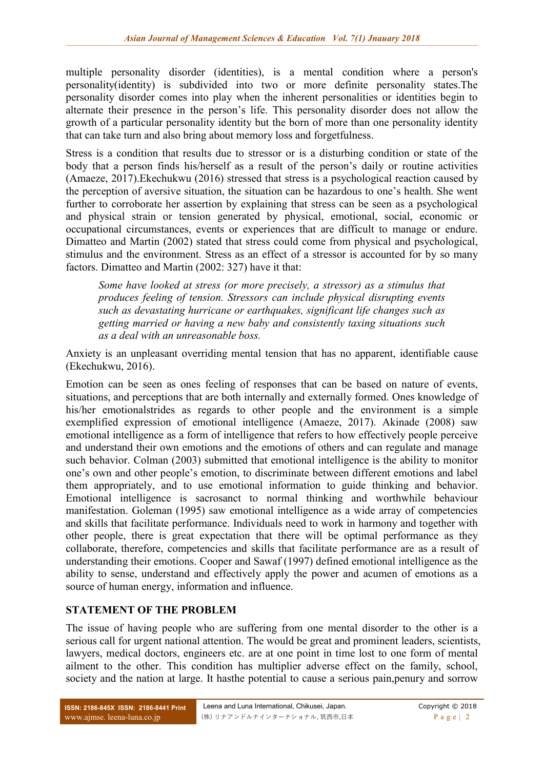multiple personality disorder (identities), is a mental condition where a person's personality(identity) is subdivided into two or more definite personality states.The personality disorder comes into play when the inherent personalities or identities begin to alternate their presence in the person's life. This personality disorder does not allow the growth of a particular personality identity but the born of more than one personality identity that can take turn and also bring about memory loss and forgetfulness.

Stress is a condition that results due to stressor or is a disturbing condition or state of the body that a person finds his/herself as a result of the person's daily or routine activities (Amaeze, 2017).Ekechukwu (2016) stressed that stress is a psychological reaction caused by the perception of aversive situation, the situation can be hazardous to one's health. She went further to corroborate her assertion by explaining that stress can be seen as a psychological and physical strain or tension generated by physical, emotional, social, economic or occupational circumstances, events or experiences that are difficult to manage or endure. Dimatteo and Martin (2002) stated that stress could come from physical and psychological, stimulus and the environment. Stress as an effect of a stressor is accounted for by so many factors. Dimatteo and Martin (2002: 327) have it that:

> *Some have looked at stress (or more precisely, a stressor) as a stimulus that produces feeling of tension. Stressors can include physical disrupting events such as devastating hurricane or earthquakes, significant life changes such as getting married or having a new baby and consistently taxing situations such as a deal with an unreasonable boss.*

Anxiety is an unpleasant overriding mental tension that has no apparent, identifiable cause (Ekechukwu, 2016).

Emotion can be seen as ones feeling of responses that can be based on nature of events, situations, and perceptions that are both internally and externally formed. Ones knowledge of his/her emotionalstrides as regards to other people and the environment is a simple exemplified expression of emotional intelligence (Amaeze, 2017). Akinade (2008) saw emotional intelligence as a form of intelligence that refers to how effectively people perceive and understand their own emotions and the emotions of others and can regulate and manage such behavior. Colman (2003) submitted that emotional intelligence is the ability to monitor one's own and other people's emotion, to discriminate between different emotions and label them appropriately, and to use emotional information to guide thinking and behavior. Emotional intelligence is sacrosanct to normal thinking and worthwhile behaviour manifestation. Goleman (1995) saw emotional intelligence as a wide array of competencies and skills that facilitate performance. Individuals need to work in harmony and together with other people, there is great expectation that there will be optimal performance as they collaborate, therefore, competencies and skills that facilitate performance are as a result of understanding their emotions. Cooper and Sawaf (1997) defined emotional intelligence as the ability to sense, understand and effectively apply the power and acumen of emotions as a source of human energy, information and influence.

## STATEMENT OF THE PROBLEM

The issue of having people who are suffering from one mental disorder to the other is a serious call for urgent national attention. The would be great and prominent leaders, scientists, lawyers, medical doctors, engineers etc. are at one point in time lost to one form of mental ailment to the other. This condition has multiplier adverse effect on the family, school, society and the nation at large. It hasthe potential to cause a serious pain,penury and sorrow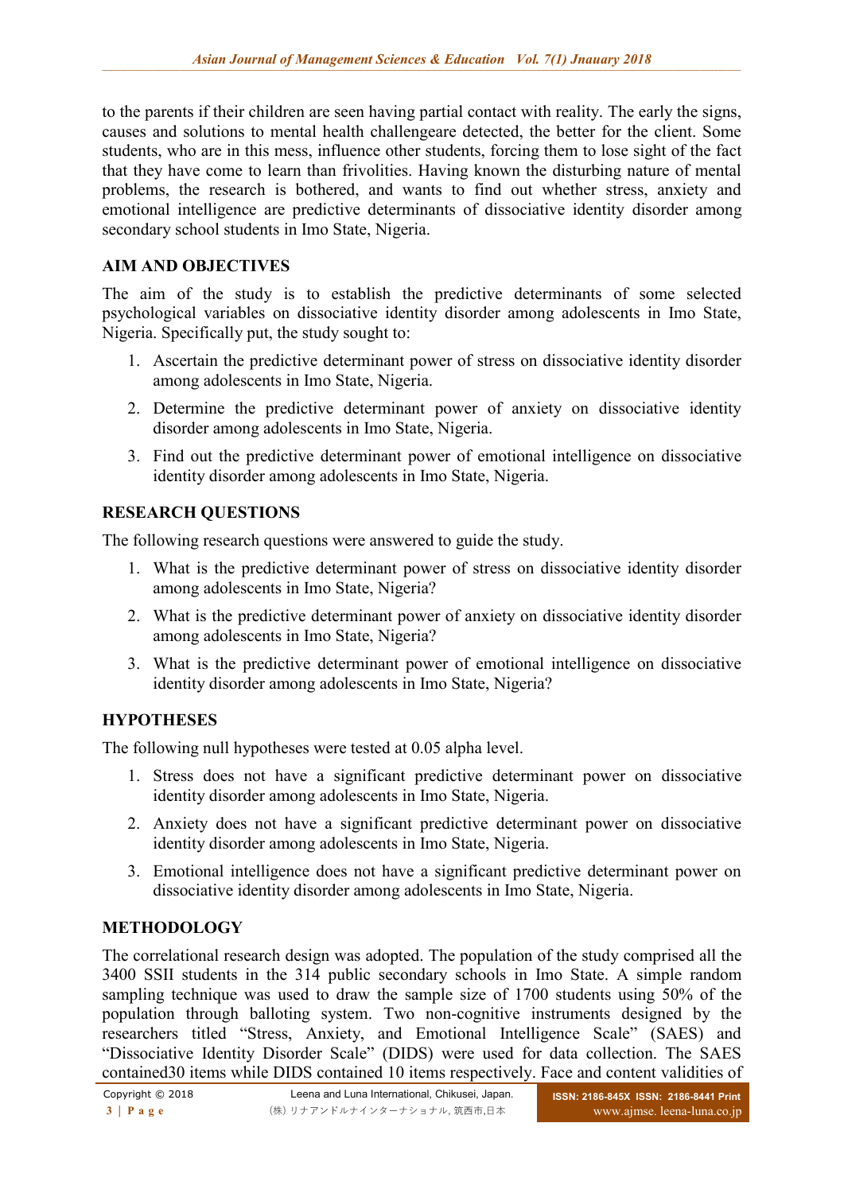to the parents if their children are seen having partial contact with reality. The early the signs, causes and solutions to mental health challengeare detected, the better for the client. Some students, who are in this mess, influence other students, forcing them to lose sight of the fact that they have come to learn than frivolities. Having known the disturbing nature of mental problems, the research is bothered, and wants to find out whether stress, anxiety and emotional intelligence are predictive determinants of dissociative identity disorder among secondary school students in Imo State, Nigeria.

## AIM AND OBJECTIVES

The aim of the study is to establish the predictive determinants of some selected psychological variables on dissociative identity disorder among adolescents in Imo State, Nigeria. Specifically put, the study sought to:

1. Ascertain the predictive determinant power of stress on dissociative identity disorder among adolescents in Imo State, Nigeria.
2. Determine the predictive determinant power of anxiety on dissociative identity disorder among adolescents in Imo State, Nigeria.
3. Find out the predictive determinant power of emotional intelligence on dissociative identity disorder among adolescents in Imo State, Nigeria.

## RESEARCH QUESTIONS

The following research questions were answered to guide the study.

1. What is the predictive determinant power of stress on dissociative identity disorder among adolescents in Imo State, Nigeria?
2. What is the predictive determinant power of anxiety on dissociative identity disorder among adolescents in Imo State, Nigeria?
3. What is the predictive determinant power of emotional intelligence on dissociative identity disorder among adolescents in Imo State, Nigeria?

## HYPOTHESES

The following null hypotheses were tested at 0.05 alpha level.

1. Stress does not have a significant predictive determinant power on dissociative identity disorder among adolescents in Imo State, Nigeria.
2. Anxiety does not have a significant predictive determinant power on dissociative identity disorder among adolescents in Imo State, Nigeria.
3. Emotional intelligence does not have a significant predictive determinant power on dissociative identity disorder among adolescents in Imo State, Nigeria.

## METHODOLOGY

The correlational research design was adopted. The population of the study comprised all the 3400 SSII students in the 314 public secondary schools in Imo State. A simple random sampling technique was used to draw the sample size of 1700 students using 50% of the population through balloting system. Two non-cognitive instruments designed by the researchers titled "Stress, Anxiety, and Emotional Intelligence Scale" (SAES) and "Dissociative Identity Disorder Scale" (DIDS) were used for data collection. The SAES contained30 items while DIDS contained 10 items respectively. Face and content validities of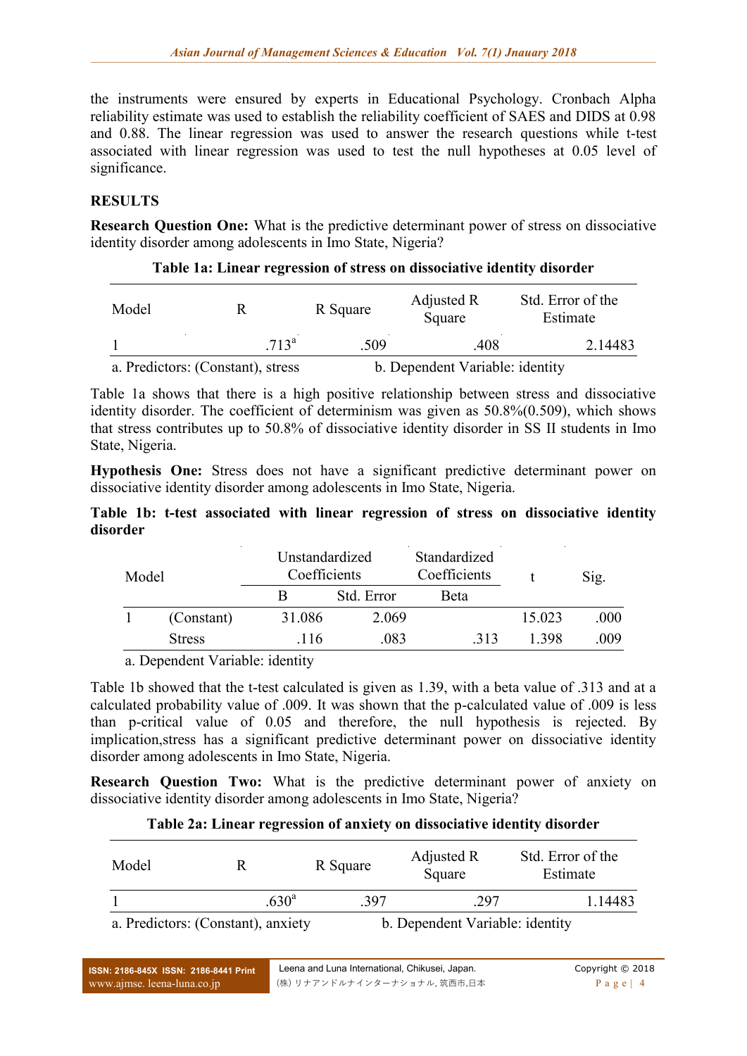the instruments were ensured by experts in Educational Psychology. Cronbach Alpha reliability estimate was used to establish the reliability coefficient of SAES and DIDS at 0.98 and 0.88. The linear regression was used to answer the research questions while t-test associated with linear regression was used to test the null hypotheses at 0.05 level of significance.

## RESULTS

**Research Question One:** What is the predictive determinant power of stress on dissociative identity disorder among adolescents in Imo State, Nigeria?

**Table 1a: Linear regression of stress on dissociative identity disorder**

| Model | R | R Square | Adjusted R Square | Std. Error of the Estimate |
|---|---|---|---|---|
| 1 | .713[a] | .509 | .408 | 2.14483 |

a. Predictors: (Constant), stress b. Dependent Variable: identity

Table 1a shows that there is a high positive relationship between stress and dissociative identity disorder. The coefficient of determinism was given as 50.8%(0.509), which shows that stress contributes up to 50.8% of dissociative identity disorder in SS II students in Imo State, Nigeria.

**Hypothesis One:** Stress does not have a significant predictive determinant power on dissociative identity disorder among adolescents in Imo State, Nigeria.

**Table 1b: t-test associated with linear regression of stress on dissociative identity disorder**

| Model | | Unstandardized Coefficients | | Standardized Coefficients | t | Sig. |
|---|---|---|---|---|---|---|
| | | B | Std. Error | Beta | | |
| 1 | (Constant) | 31.086 | 2.069 | | 15.023 | .000 |
| | Stress | .116 | .083 | .313 | 1.398 | .009 |

a. Dependent Variable: identity

Table 1b showed that the t-test calculated is given as 1.39, with a beta value of .313 and at a calculated probability value of .009. It was shown that the p-calculated value of .009 is less than p-critical value of 0.05 and therefore, the null hypothesis is rejected. By implication,stress has a significant predictive determinant power on dissociative identity disorder among adolescents in Imo State, Nigeria.

**Research Question Two:** What is the predictive determinant power of anxiety on dissociative identity disorder among adolescents in Imo State, Nigeria?

**Table 2a: Linear regression of anxiety on dissociative identity disorder**

| Model | R | R Square | Adjusted R Square | Std. Error of the Estimate |
|---|---|---|---|---|
| 1 | .630[a] | .397 | .297 | 1.14483 |

a. Predictors: (Constant), anxiety b. Dependent Variable: identity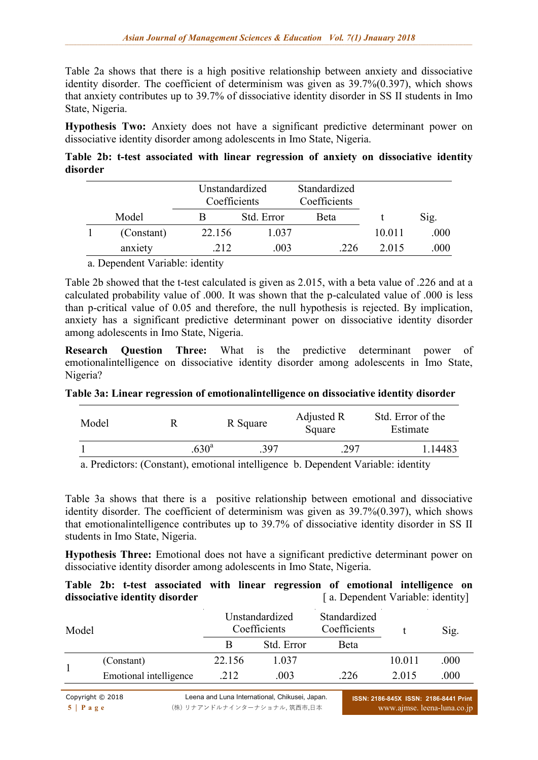Table 2a shows that there is a high positive relationship between anxiety and dissociative identity disorder. The coefficient of determinism was given as 39.7%(0.397), which shows that anxiety contributes up to 39.7% of dissociative identity disorder in SS II students in Imo State, Nigeria.

**Hypothesis Two:** Anxiety does not have a significant predictive determinant power on dissociative identity disorder among adolescents in Imo State, Nigeria.

**Table 2b: t-test associated with linear regression of anxiety on dissociative identity disorder**

| Model | | Unstandardized Coefficients | | Standardized Coefficients | t | Sig. |
|---|---|---|---|---|---|---|
| | | B | Std. Error | Beta | | |
| 1 | (Constant) | 22.156 | 1.037 | | 10.011 | .000 |
| | anxiety | .212 | .003 | .226 | 2.015 | .000 |

a. Dependent Variable: identity

Table 2b showed that the t-test calculated is given as 2.015, with a beta value of .226 and at a calculated probability value of .000. It was shown that the p-calculated value of .000 is less than p-critical value of 0.05 and therefore, the null hypothesis is rejected. By implication, anxiety has a significant predictive determinant power on dissociative identity disorder among adolescents in Imo State, Nigeria.

**Research Question Three:** What is the predictive determinant power of emotionalintelligence on dissociative identity disorder among adolescents in Imo State, Nigeria?

**Table 3a: Linear regression of emotionalintelligence on dissociative identity disorder**

| Model | R | R Square | Adjusted R Square | Std. Error of the Estimate |
|---|---|---|---|---|
| 1 | .630[a] | .397 | .297 | 1.14483 |

a. Predictors: (Constant), emotional intelligence b. Dependent Variable: identity

Table 3a shows that there is a positive relationship between emotional and dissociative identity disorder. The coefficient of determinism was given as 39.7%(0.397), which shows that emotionalintelligence contributes up to 39.7% of dissociative identity disorder in SS II students in Imo State, Nigeria.

**Hypothesis Three:** Emotional does not have a significant predictive determinant power on dissociative identity disorder among adolescents in Imo State, Nigeria.

**Table 2b: t-test associated with linear regression of emotional intelligence on dissociative identity disorder** [ a. Dependent Variable: identity]

| Model | | Unstandardized Coefficients | | Standardized Coefficients | t | Sig. |
|---|---|---|---|---|---|---|
| | | B | Std. Error | Beta | | |
| 1 | (Constant) | 22.156 | 1.037 | | 10.011 | .000 |
| | Emotional intelligence | .212 | .003 | .226 | 2.015 | .000 |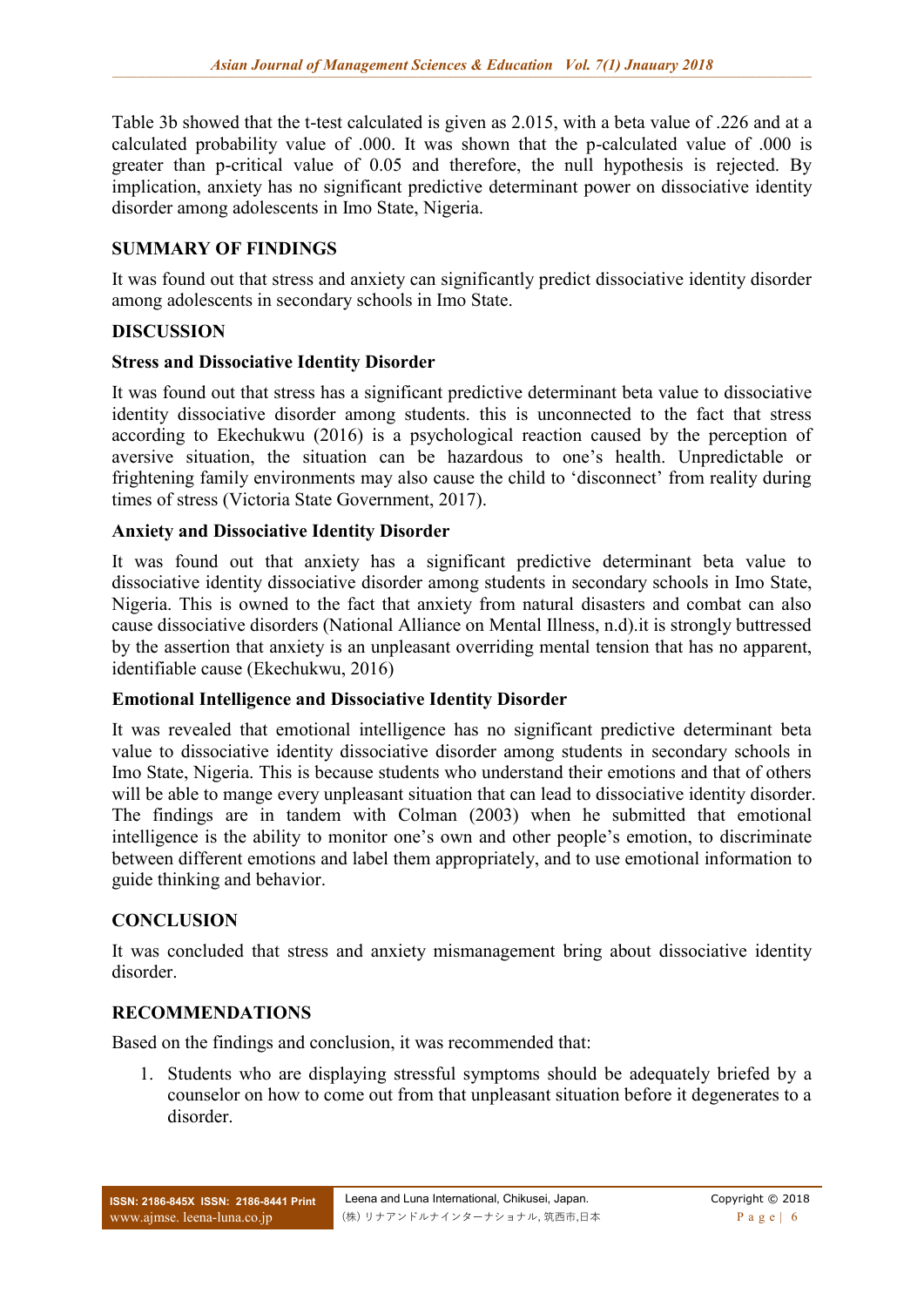Table 3b showed that the t-test calculated is given as 2.015, with a beta value of .226 and at a calculated probability value of .000. It was shown that the p-calculated value of .000 is greater than p-critical value of 0.05 and therefore, the null hypothesis is rejected. By implication, anxiety has no significant predictive determinant power on dissociative identity disorder among adolescents in Imo State, Nigeria.

## SUMMARY OF FINDINGS

It was found out that stress and anxiety can significantly predict dissociative identity disorder among adolescents in secondary schools in Imo State.

## DISCUSSION

### Stress and Dissociative Identity Disorder

It was found out that stress has a significant predictive determinant beta value to dissociative identity dissociative disorder among students. this is unconnected to the fact that stress according to Ekechukwu (2016) is a psychological reaction caused by the perception of aversive situation, the situation can be hazardous to one's health. Unpredictable or frightening family environments may also cause the child to 'disconnect' from reality during times of stress (Victoria State Government, 2017).

### Anxiety and Dissociative Identity Disorder

It was found out that anxiety has a significant predictive determinant beta value to dissociative identity dissociative disorder among students in secondary schools in Imo State, Nigeria. This is owned to the fact that anxiety from natural disasters and combat can also cause dissociative disorders (National Alliance on Mental Illness, n.d).it is strongly buttressed by the assertion that anxiety is an unpleasant overriding mental tension that has no apparent, identifiable cause (Ekechukwu, 2016)

### Emotional Intelligence and Dissociative Identity Disorder

It was revealed that emotional intelligence has no significant predictive determinant beta value to dissociative identity dissociative disorder among students in secondary schools in Imo State, Nigeria. This is because students who understand their emotions and that of others will be able to mange every unpleasant situation that can lead to dissociative identity disorder. The findings are in tandem with Colman (2003) when he submitted that emotional intelligence is the ability to monitor one's own and other people's emotion, to discriminate between different emotions and label them appropriately, and to use emotional information to guide thinking and behavior.

## CONCLUSION

It was concluded that stress and anxiety mismanagement bring about dissociative identity disorder.

## RECOMMENDATIONS

Based on the findings and conclusion, it was recommended that:

1. Students who are displaying stressful symptoms should be adequately briefed by a counselor on how to come out from that unpleasant situation before it degenerates to a disorder.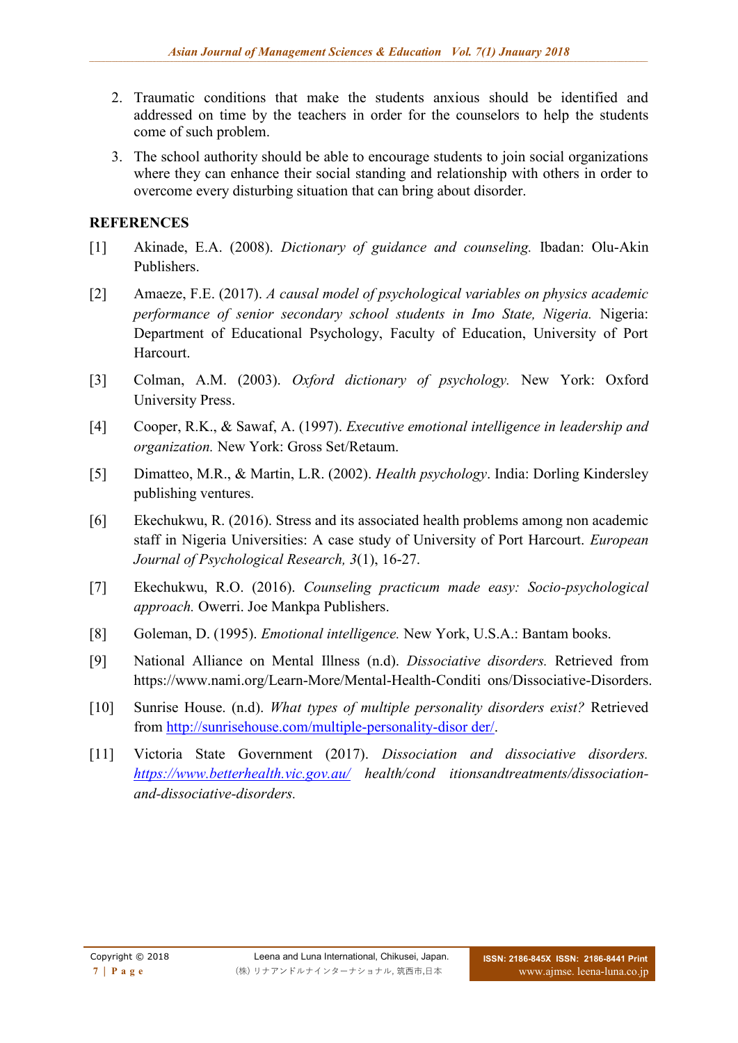2. Traumatic conditions that make the students anxious should be identified and addressed on time by the teachers in order for the counselors to help the students come of such problem.
3. The school authority should be able to encourage students to join social organizations where they can enhance their social standing and relationship with others in order to overcome every disturbing situation that can bring about disorder.

## REFERENCES

[1] Akinade, E.A. (2008). *Dictionary of guidance and counseling.* Ibadan: Olu-Akin Publishers.

[2] Amaeze, F.E. (2017). *A causal model of psychological variables on physics academic performance of senior secondary school students in Imo State, Nigeria.* Nigeria: Department of Educational Psychology, Faculty of Education, University of Port Harcourt.

[3] Colman, A.M. (2003). *Oxford dictionary of psychology.* New York: Oxford University Press.

[4] Cooper, R.K., & Sawaf, A. (1997). *Executive emotional intelligence in leadership and organization.* New York: Gross Set/Retaum.

[5] Dimatteo, M.R., & Martin, L.R. (2002). *Health psychology*. India: Dorling Kindersley publishing ventures.

[6] Ekechukwu, R. (2016). Stress and its associated health problems among non academic staff in Nigeria Universities: A case study of University of Port Harcourt. *European Journal of Psychological Research, 3*(1), 16-27.

[7] Ekechukwu, R.O. (2016). *Counseling practicum made easy: Socio-psychological approach.* Owerri. Joe Mankpa Publishers.

[8] Goleman, D. (1995). *Emotional intelligence.* New York, U.S.A.: Bantam books.

[9] National Alliance on Mental Illness (n.d). *Dissociative disorders.* Retrieved from https://www.nami.org/Learn-More/Mental-Health-Conditi ons/Dissociative-Disorders.

[10] Sunrise House. (n.d). *What types of multiple personality disorders exist?* Retrieved from http://sunrisehouse.com/multiple-personality-disor der/.

[11] Victoria State Government (2017). *Dissociation and dissociative disorders. https://www.betterhealth.vic.gov.au/ health/cond itionsandtreatments/dissociation-and-dissociative-disorders.*